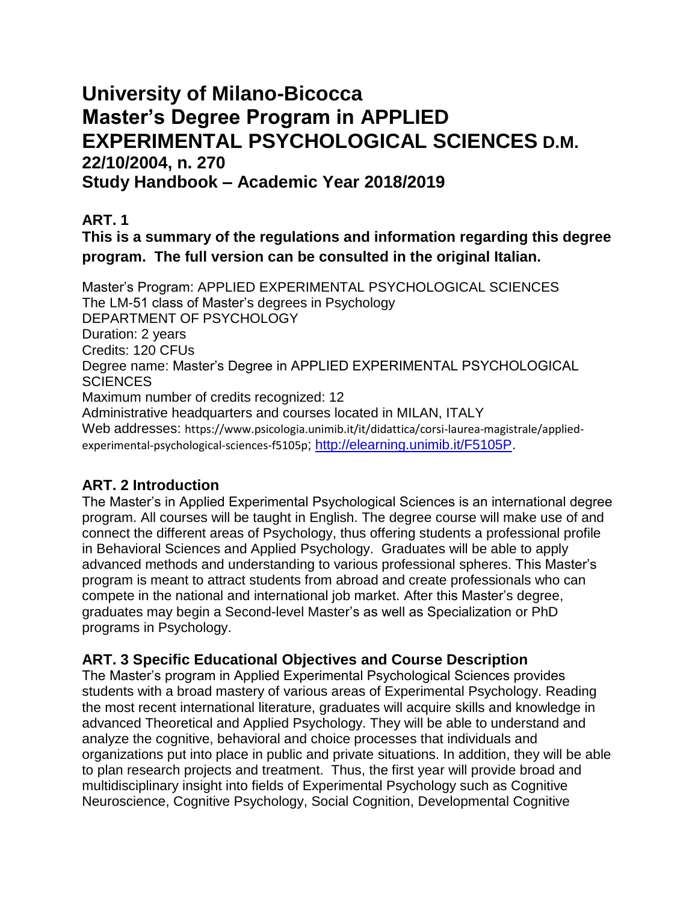# University of Milano-Bicocca
# Master's Degree Program in APPLIED EXPERIMENTAL PSYCHOLOGICAL SCIENCES D.M. 22/10/2004, n. 270
# Study Handbook – Academic Year 2018/2019

## ART. 1

### This is a summary of the regulations and information regarding this degree program. The full version can be consulted in the original Italian.

Master's Program: APPLIED EXPERIMENTAL PSYCHOLOGICAL SCIENCES
The LM-51 class of Master's degrees in Psychology
DEPARTMENT OF PSYCHOLOGY
Duration: 2 years
Credits: 120 CFUs
Degree name: Master's Degree in APPLIED EXPERIMENTAL PSYCHOLOGICAL SCIENCES
Maximum number of credits recognized: 12
Administrative headquarters and courses located in MILAN, ITALY
Web addresses: https://www.psicologia.unimib.it/it/didattica/corsi-laurea-magistrale/applied-experimental-psychological-sciences-f5105p; http://elearning.unimib.it/F5105P.

## ART. 2 Introduction

The Master's in Applied Experimental Psychological Sciences is an international degree program. All courses will be taught in English. The degree course will make use of and connect the different areas of Psychology, thus offering students a professional profile in Behavioral Sciences and Applied Psychology. Graduates will be able to apply advanced methods and understanding to various professional spheres. This Master's program is meant to attract students from abroad and create professionals who can compete in the national and international job market. After this Master's degree, graduates may begin a Second-level Master's as well as Specialization or PhD programs in Psychology.

## ART. 3 Specific Educational Objectives and Course Description

The Master's program in Applied Experimental Psychological Sciences provides students with a broad mastery of various areas of Experimental Psychology. Reading the most recent international literature, graduates will acquire skills and knowledge in advanced Theoretical and Applied Psychology. They will be able to understand and analyze the cognitive, behavioral and choice processes that individuals and organizations put into place in public and private situations. In addition, they will be able to plan research projects and treatment. Thus, the first year will provide broad and multidisciplinary insight into fields of Experimental Psychology such as Cognitive Neuroscience, Cognitive Psychology, Social Cognition, Developmental Cognitive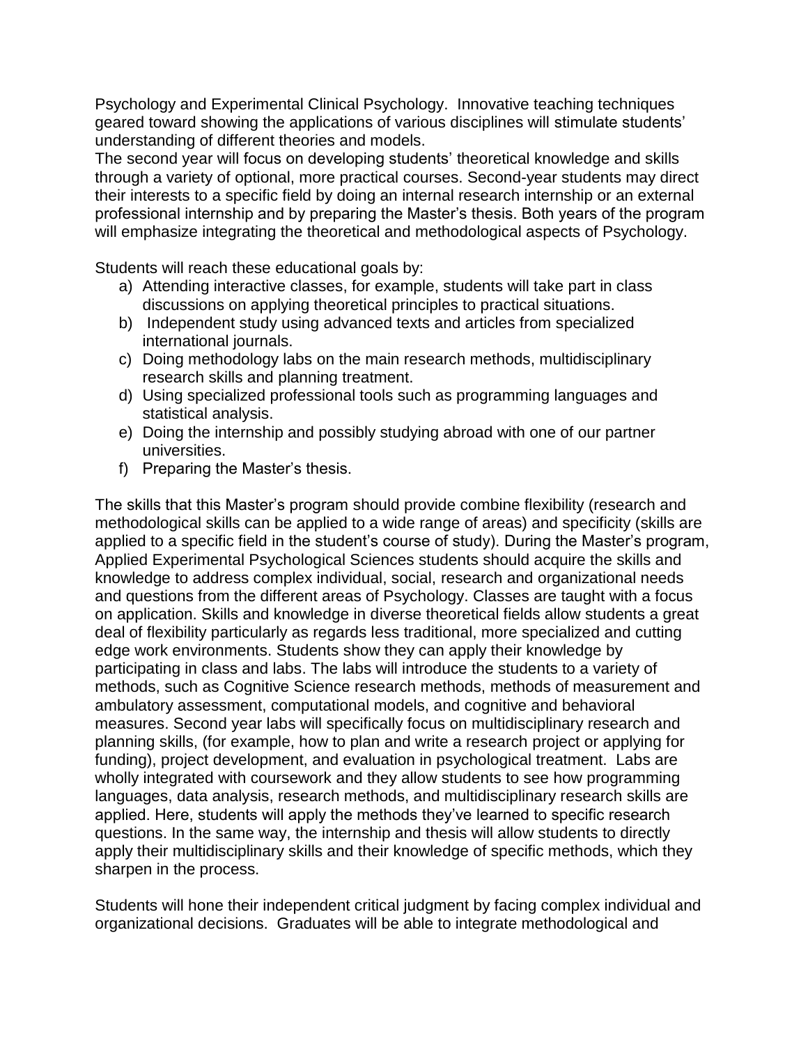Psychology and Experimental Clinical Psychology. Innovative teaching techniques geared toward showing the applications of various disciplines will stimulate students' understanding of different theories and models.
The second year will focus on developing students' theoretical knowledge and skills through a variety of optional, more practical courses. Second-year students may direct their interests to a specific field by doing an internal research internship or an external professional internship and by preparing the Master's thesis. Both years of the program will emphasize integrating the theoretical and methodological aspects of Psychology.

Students will reach these educational goals by:

a) Attending interactive classes, for example, students will take part in class discussions on applying theoretical principles to practical situations.
b) Independent study using advanced texts and articles from specialized international journals.
c) Doing methodology labs on the main research methods, multidisciplinary research skills and planning treatment.
d) Using specialized professional tools such as programming languages and statistical analysis.
e) Doing the internship and possibly studying abroad with one of our partner universities.
f) Preparing the Master's thesis.

The skills that this Master's program should provide combine flexibility (research and methodological skills can be applied to a wide range of areas) and specificity (skills are applied to a specific field in the student's course of study). During the Master's program, Applied Experimental Psychological Sciences students should acquire the skills and knowledge to address complex individual, social, research and organizational needs and questions from the different areas of Psychology. Classes are taught with a focus on application. Skills and knowledge in diverse theoretical fields allow students a great deal of flexibility particularly as regards less traditional, more specialized and cutting edge work environments. Students show they can apply their knowledge by participating in class and labs. The labs will introduce the students to a variety of methods, such as Cognitive Science research methods, methods of measurement and ambulatory assessment, computational models, and cognitive and behavioral measures. Second year labs will specifically focus on multidisciplinary research and planning skills, (for example, how to plan and write a research project or applying for funding), project development, and evaluation in psychological treatment. Labs are wholly integrated with coursework and they allow students to see how programming languages, data analysis, research methods, and multidisciplinary research skills are applied. Here, students will apply the methods they've learned to specific research questions. In the same way, the internship and thesis will allow students to directly apply their multidisciplinary skills and their knowledge of specific methods, which they sharpen in the process.

Students will hone their independent critical judgment by facing complex individual and organizational decisions. Graduates will be able to integrate methodological and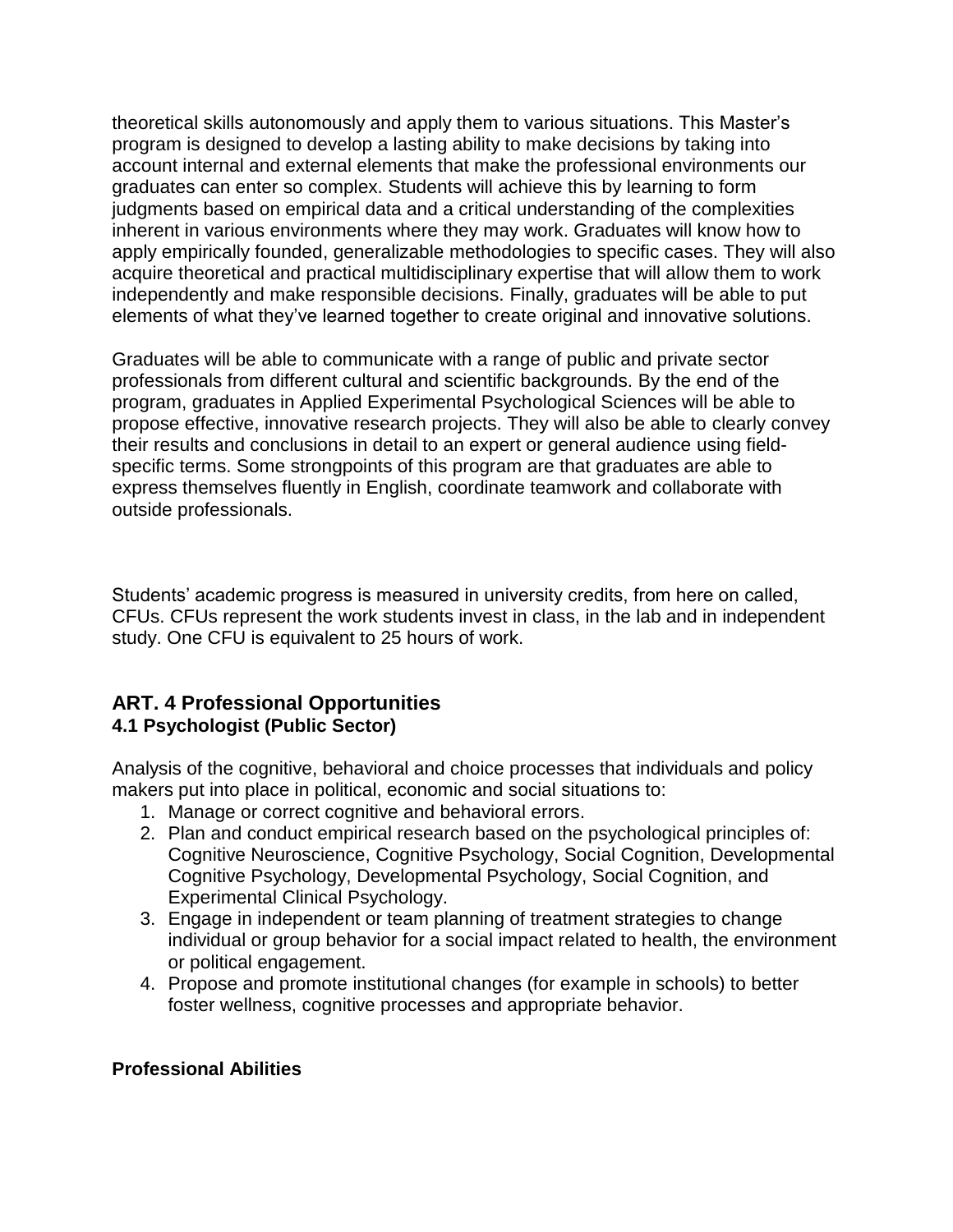theoretical skills autonomously and apply them to various situations. This Master's program is designed to develop a lasting ability to make decisions by taking into account internal and external elements that make the professional environments our graduates can enter so complex. Students will achieve this by learning to form judgments based on empirical data and a critical understanding of the complexities inherent in various environments where they may work. Graduates will know how to apply empirically founded, generalizable methodologies to specific cases. They will also acquire theoretical and practical multidisciplinary expertise that will allow them to work independently and make responsible decisions. Finally, graduates will be able to put elements of what they've learned together to create original and innovative solutions.

Graduates will be able to communicate with a range of public and private sector professionals from different cultural and scientific backgrounds. By the end of the program, graduates in Applied Experimental Psychological Sciences will be able to propose effective, innovative research projects. They will also be able to clearly convey their results and conclusions in detail to an expert or general audience using field-specific terms. Some strongpoints of this program are that graduates are able to express themselves fluently in English, coordinate teamwork and collaborate with outside professionals.

Students' academic progress is measured in university credits, from here on called, CFUs. CFUs represent the work students invest in class, in the lab and in independent study. One CFU is equivalent to 25 hours of work.

## ART. 4 Professional Opportunities

### 4.1 Psychologist (Public Sector)

Analysis of the cognitive, behavioral and choice processes that individuals and policy makers put into place in political, economic and social situations to:

1. Manage or correct cognitive and behavioral errors.
2. Plan and conduct empirical research based on the psychological principles of: Cognitive Neuroscience, Cognitive Psychology, Social Cognition, Developmental Cognitive Psychology, Developmental Psychology, Social Cognition, and Experimental Clinical Psychology.
3. Engage in independent or team planning of treatment strategies to change individual or group behavior for a social impact related to health, the environment or political engagement.
4. Propose and promote institutional changes (for example in schools) to better foster wellness, cognitive processes and appropriate behavior.

**Professional Abilities**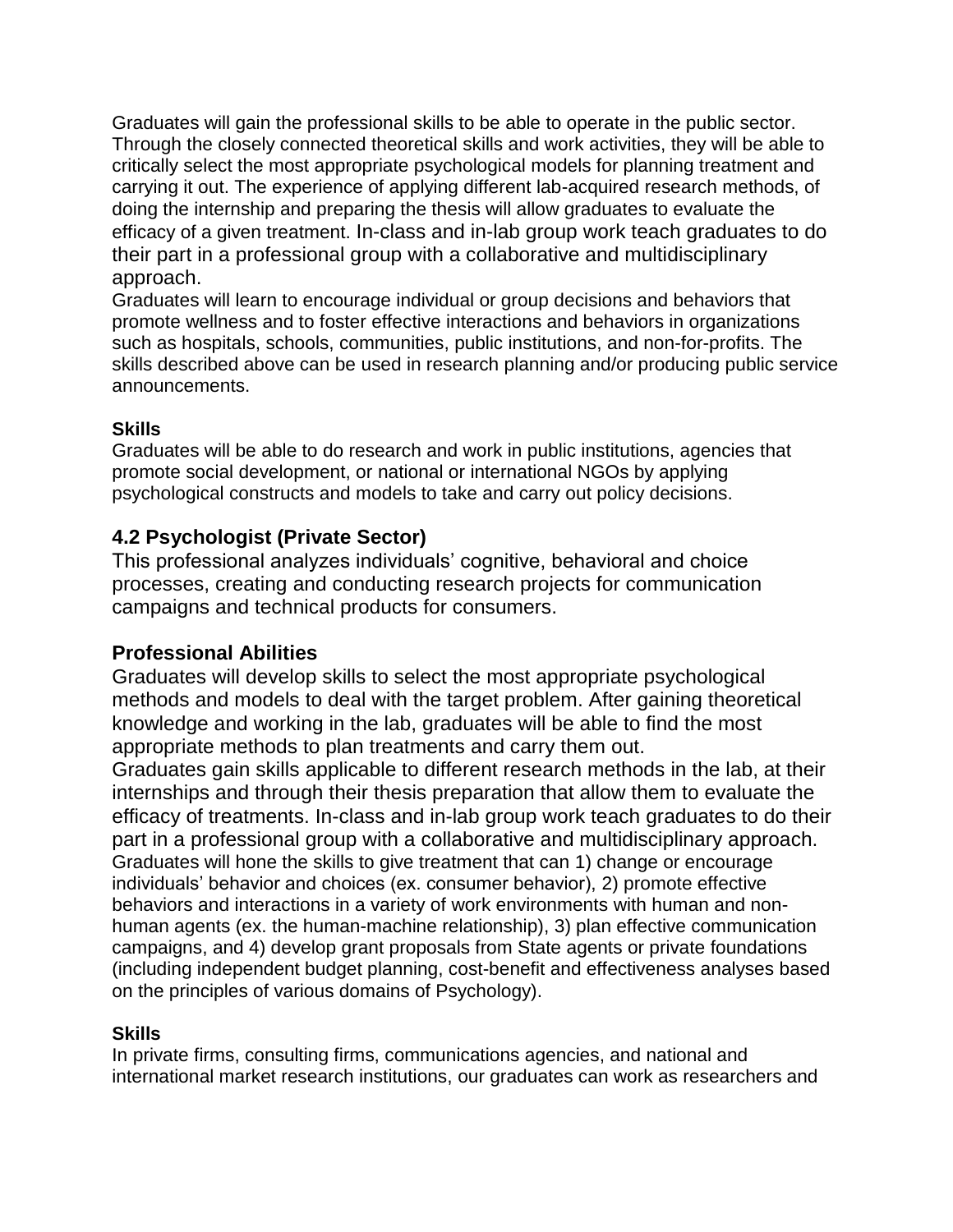Graduates will gain the professional skills to be able to operate in the public sector. Through the closely connected theoretical skills and work activities, they will be able to critically select the most appropriate psychological models for planning treatment and carrying it out. The experience of applying different lab-acquired research methods, of doing the internship and preparing the thesis will allow graduates to evaluate the efficacy of a given treatment. In-class and in-lab group work teach graduates to do their part in a professional group with a collaborative and multidisciplinary approach.
Graduates will learn to encourage individual or group decisions and behaviors that promote wellness and to foster effective interactions and behaviors in organizations such as hospitals, schools, communities, public institutions, and non-for-profits. The skills described above can be used in research planning and/or producing public service announcements.

**Skills**
Graduates will be able to do research and work in public institutions, agencies that promote social development, or national or international NGOs by applying psychological constructs and models to take and carry out policy decisions.

### 4.2 Psychologist (Private Sector)

This professional analyzes individuals' cognitive, behavioral and choice processes, creating and conducting research projects for communication campaigns and technical products for consumers.

### Professional Abilities

Graduates will develop skills to select the most appropriate psychological methods and models to deal with the target problem. After gaining theoretical knowledge and working in the lab, graduates will be able to find the most appropriate methods to plan treatments and carry them out.
Graduates gain skills applicable to different research methods in the lab, at their internships and through their thesis preparation that allow them to evaluate the efficacy of treatments. In-class and in-lab group work teach graduates to do their part in a professional group with a collaborative and multidisciplinary approach.
Graduates will hone the skills to give treatment that can 1) change or encourage individuals' behavior and choices (ex. consumer behavior), 2) promote effective behaviors and interactions in a variety of work environments with human and non-human agents (ex. the human-machine relationship), 3) plan effective communication campaigns, and 4) develop grant proposals from State agents or private foundations (including independent budget planning, cost-benefit and effectiveness analyses based on the principles of various domains of Psychology).

**Skills**
In private firms, consulting firms, communications agencies, and national and international market research institutions, our graduates can work as researchers and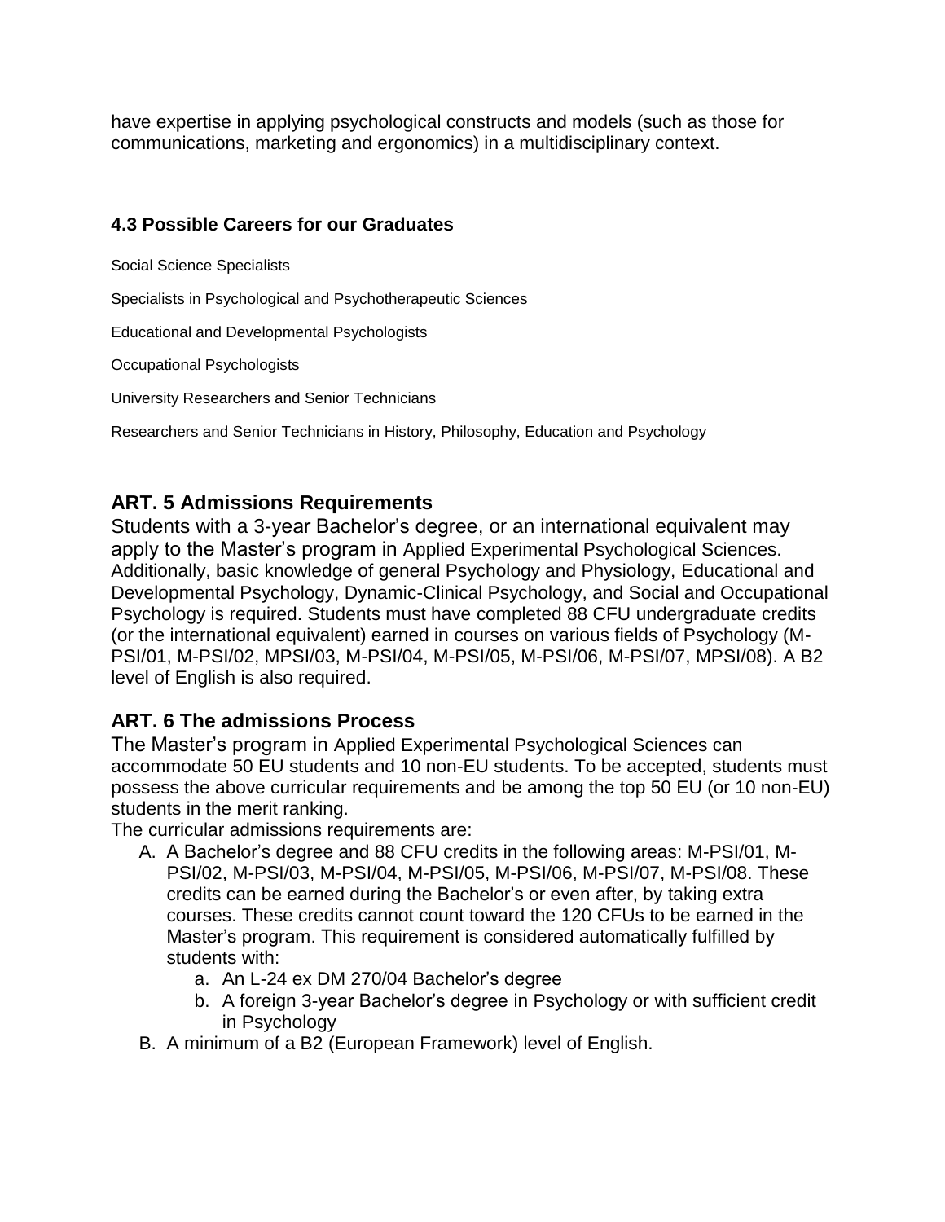have expertise in applying psychological constructs and models (such as those for communications, marketing and ergonomics) in a multidisciplinary context.

### 4.3 Possible Careers for our Graduates

Social Science Specialists

Specialists in Psychological and Psychotherapeutic Sciences

Educational and Developmental Psychologists

Occupational Psychologists

University Researchers and Senior Technicians

Researchers and Senior Technicians in History, Philosophy, Education and Psychology

## ART. 5 Admissions Requirements

Students with a 3-year Bachelor's degree, or an international equivalent may apply to the Master's program in Applied Experimental Psychological Sciences. Additionally, basic knowledge of general Psychology and Physiology, Educational and Developmental Psychology, Dynamic-Clinical Psychology, and Social and Occupational Psychology is required. Students must have completed 88 CFU undergraduate credits (or the international equivalent) earned in courses on various fields of Psychology (M-PSI/01, M-PSI/02, MPSI/03, M-PSI/04, M-PSI/05, M-PSI/06, M-PSI/07, MPSI/08). A B2 level of English is also required.

## ART. 6 The admissions Process

The Master's program in Applied Experimental Psychological Sciences can accommodate 50 EU students and 10 non-EU students. To be accepted, students must possess the above curricular requirements and be among the top 50 EU (or 10 non-EU) students in the merit ranking.

The curricular admissions requirements are:

A. A Bachelor's degree and 88 CFU credits in the following areas: M-PSI/01, M-PSI/02, M-PSI/03, M-PSI/04, M-PSI/05, M-PSI/06, M-PSI/07, M-PSI/08. These credits can be earned during the Bachelor's or even after, by taking extra courses. These credits cannot count toward the 120 CFUs to be earned in the Master's program. This requirement is considered automatically fulfilled by students with:
   a. An L-24 ex DM 270/04 Bachelor's degree
   b. A foreign 3-year Bachelor's degree in Psychology or with sufficient credit in Psychology
B. A minimum of a B2 (European Framework) level of English.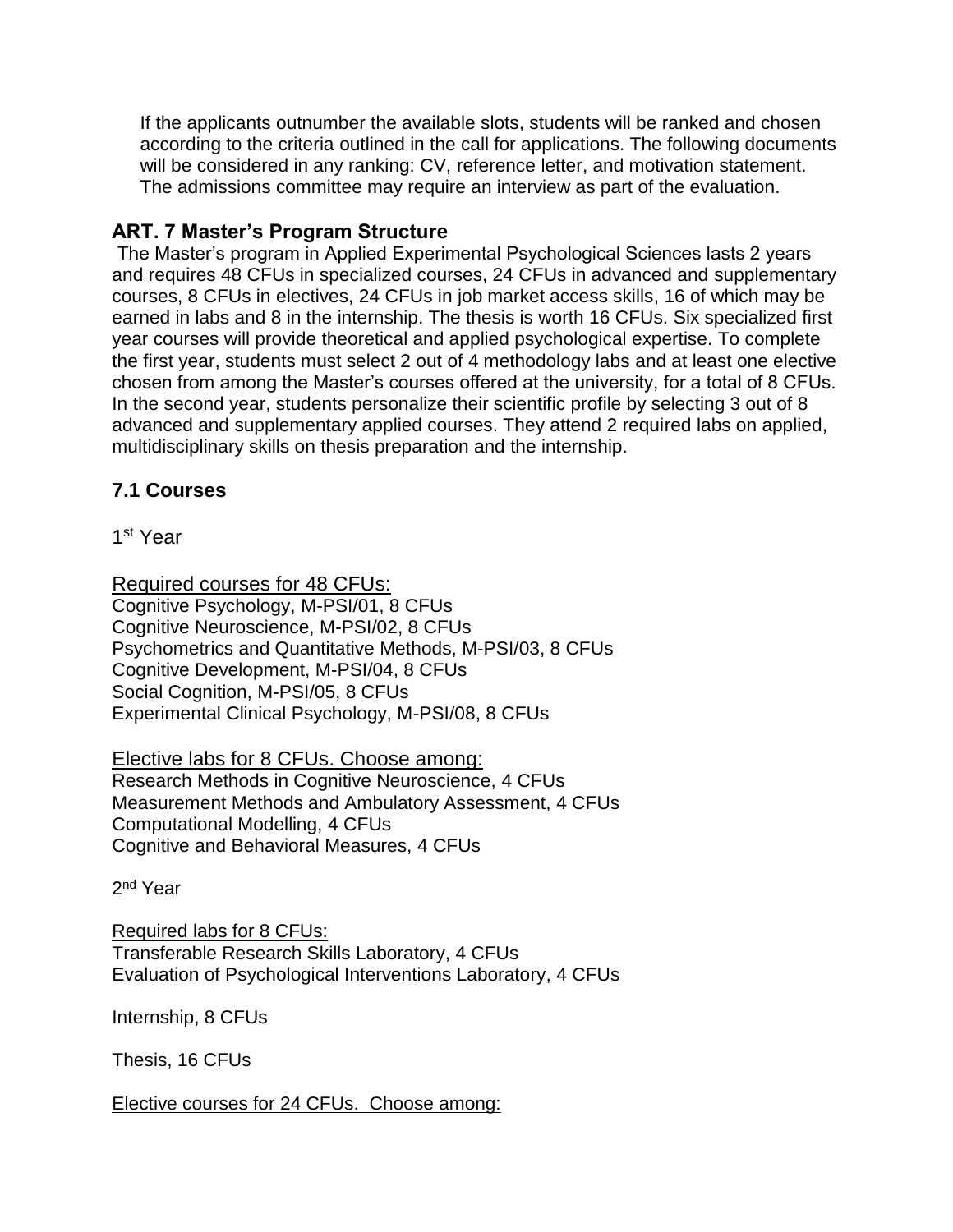If the applicants outnumber the available slots, students will be ranked and chosen according to the criteria outlined in the call for applications. The following documents will be considered in any ranking: CV, reference letter, and motivation statement. The admissions committee may require an interview as part of the evaluation.

## ART. 7 Master's Program Structure

The Master's program in Applied Experimental Psychological Sciences lasts 2 years and requires 48 CFUs in specialized courses, 24 CFUs in advanced and supplementary courses, 8 CFUs in electives, 24 CFUs in job market access skills, 16 of which may be earned in labs and 8 in the internship. The thesis is worth 16 CFUs. Six specialized first year courses will provide theoretical and applied psychological expertise. To complete the first year, students must select 2 out of 4 methodology labs and at least one elective chosen from among the Master's courses offered at the university, for a total of 8 CFUs. In the second year, students personalize their scientific profile by selecting 3 out of 8 advanced and supplementary applied courses. They attend 2 required labs on applied, multidisciplinary skills on thesis preparation and the internship.

### 7.1 Courses

1st Year

Required courses for 48 CFUs:
Cognitive Psychology, M-PSI/01, 8 CFUs
Cognitive Neuroscience, M-PSI/02, 8 CFUs
Psychometrics and Quantitative Methods, M-PSI/03, 8 CFUs
Cognitive Development, M-PSI/04, 8 CFUs
Social Cognition, M-PSI/05, 8 CFUs
Experimental Clinical Psychology, M-PSI/08, 8 CFUs

Elective labs for 8 CFUs. Choose among:
Research Methods in Cognitive Neuroscience, 4 CFUs
Measurement Methods and Ambulatory Assessment, 4 CFUs
Computational Modelling, 4 CFUs
Cognitive and Behavioral Measures, 4 CFUs

2nd Year

Required labs for 8 CFUs:
Transferable Research Skills Laboratory, 4 CFUs
Evaluation of Psychological Interventions Laboratory, 4 CFUs

Internship, 8 CFUs

Thesis, 16 CFUs

Elective courses for 24 CFUs. Choose among: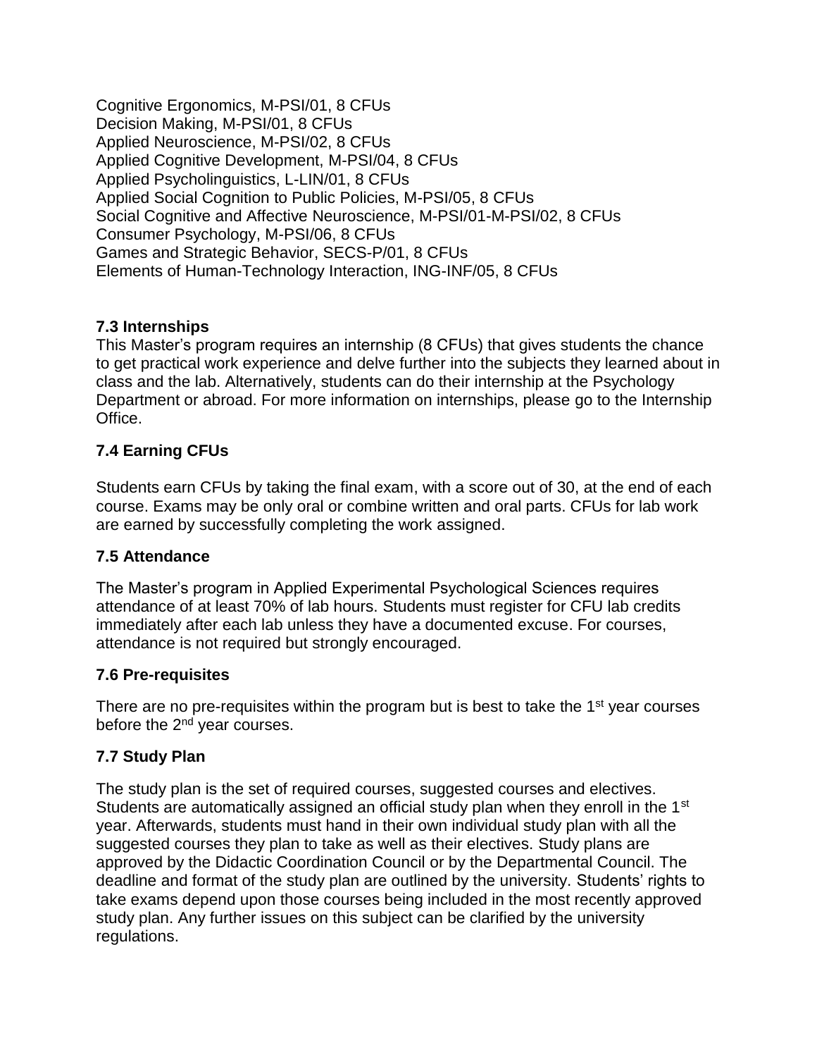Cognitive Ergonomics, M-PSI/01, 8 CFUs
Decision Making, M-PSI/01, 8 CFUs
Applied Neuroscience, M-PSI/02, 8 CFUs
Applied Cognitive Development, M-PSI/04, 8 CFUs
Applied Psycholinguistics, L-LIN/01, 8 CFUs
Applied Social Cognition to Public Policies, M-PSI/05, 8 CFUs
Social Cognitive and Affective Neuroscience, M-PSI/01-M-PSI/02, 8 CFUs
Consumer Psychology, M-PSI/06, 8 CFUs
Games and Strategic Behavior, SECS-P/01, 8 CFUs
Elements of Human-Technology Interaction, ING-INF/05, 8 CFUs

### 7.3 Internships

This Master's program requires an internship (8 CFUs) that gives students the chance to get practical work experience and delve further into the subjects they learned about in class and the lab. Alternatively, students can do their internship at the Psychology Department or abroad. For more information on internships, please go to the Internship Office.

### 7.4 Earning CFUs

Students earn CFUs by taking the final exam, with a score out of 30, at the end of each course. Exams may be only oral or combine written and oral parts. CFUs for lab work are earned by successfully completing the work assigned.

### 7.5 Attendance

The Master's program in Applied Experimental Psychological Sciences requires attendance of at least 70% of lab hours. Students must register for CFU lab credits immediately after each lab unless they have a documented excuse. For courses, attendance is not required but strongly encouraged.

### 7.6 Pre-requisites

There are no pre-requisites within the program but is best to take the 1st year courses before the 2nd year courses.

### 7.7 Study Plan

The study plan is the set of required courses, suggested courses and electives. Students are automatically assigned an official study plan when they enroll in the 1st year. Afterwards, students must hand in their own individual study plan with all the suggested courses they plan to take as well as their electives. Study plans are approved by the Didactic Coordination Council or by the Departmental Council. The deadline and format of the study plan are outlined by the university. Students' rights to take exams depend upon those courses being included in the most recently approved study plan. Any further issues on this subject can be clarified by the university regulations.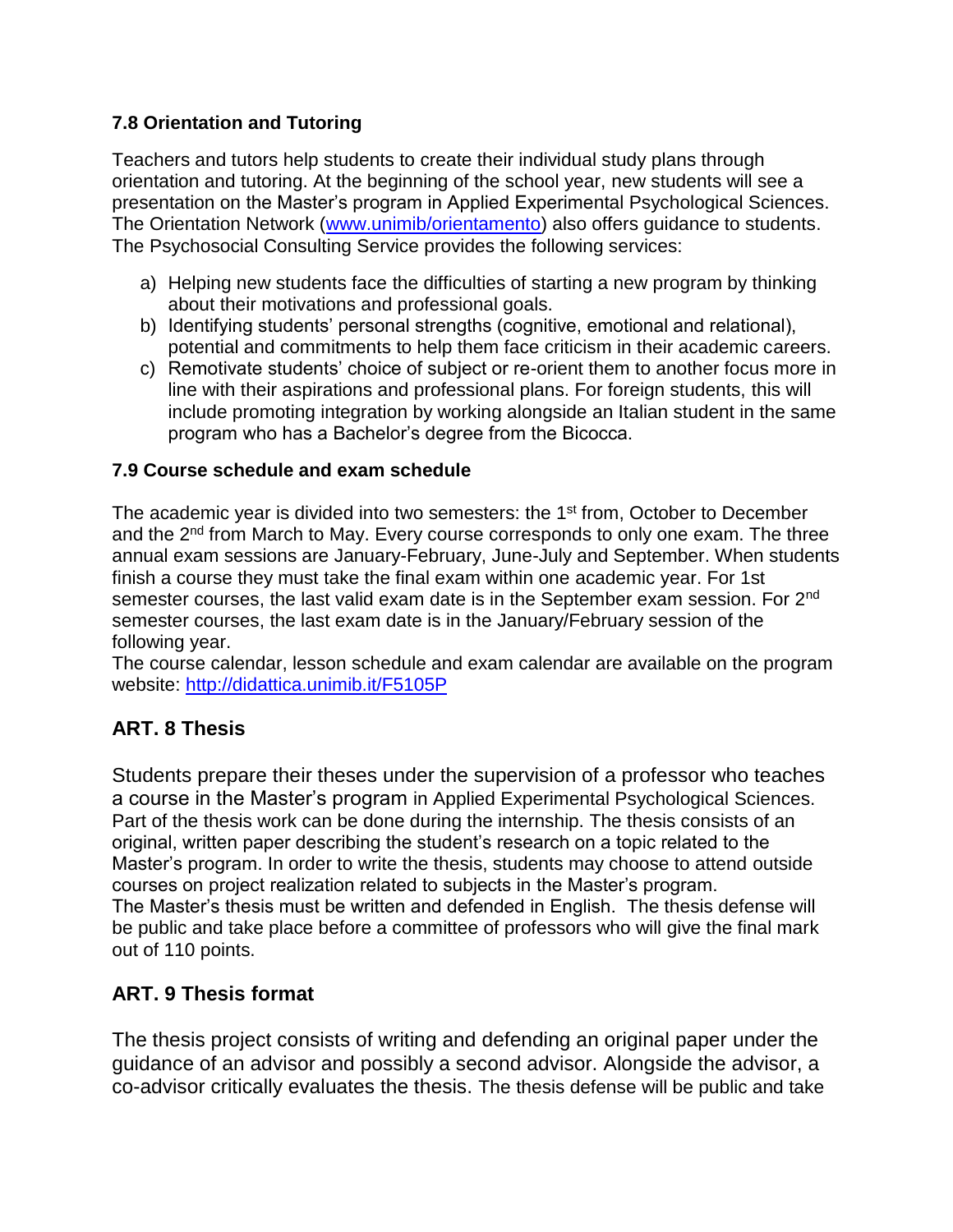### 7.8 Orientation and Tutoring

Teachers and tutors help students to create their individual study plans through orientation and tutoring. At the beginning of the school year, new students will see a presentation on the Master's program in Applied Experimental Psychological Sciences. The Orientation Network (www.unimib/orientamento) also offers guidance to students. The Psychosocial Consulting Service provides the following services:

a) Helping new students face the difficulties of starting a new program by thinking about their motivations and professional goals.
b) Identifying students' personal strengths (cognitive, emotional and relational), potential and commitments to help them face criticism in their academic careers.
c) Remotivate students' choice of subject or re-orient them to another focus more in line with their aspirations and professional plans. For foreign students, this will include promoting integration by working alongside an Italian student in the same program who has a Bachelor's degree from the Bicocca.

### 7.9 Course schedule and exam schedule

The academic year is divided into two semesters: the 1st from, October to December and the 2nd from March to May. Every course corresponds to only one exam. The three annual exam sessions are January-February, June-July and September. When students finish a course they must take the final exam within one academic year. For 1st semester courses, the last valid exam date is in the September exam session. For 2nd semester courses, the last exam date is in the January/February session of the following year.
The course calendar, lesson schedule and exam calendar are available on the program website: http://didattica.unimib.it/F5105P

## ART. 8 Thesis

Students prepare their theses under the supervision of a professor who teaches a course in the Master's program in Applied Experimental Psychological Sciences. Part of the thesis work can be done during the internship. The thesis consists of an original, written paper describing the student's research on a topic related to the Master's program. In order to write the thesis, students may choose to attend outside courses on project realization related to subjects in the Master's program.
The Master's thesis must be written and defended in English. The thesis defense will be public and take place before a committee of professors who will give the final mark out of 110 points.

## ART. 9 Thesis format

The thesis project consists of writing and defending an original paper under the guidance of an advisor and possibly a second advisor. Alongside the advisor, a co-advisor critically evaluates the thesis. The thesis defense will be public and take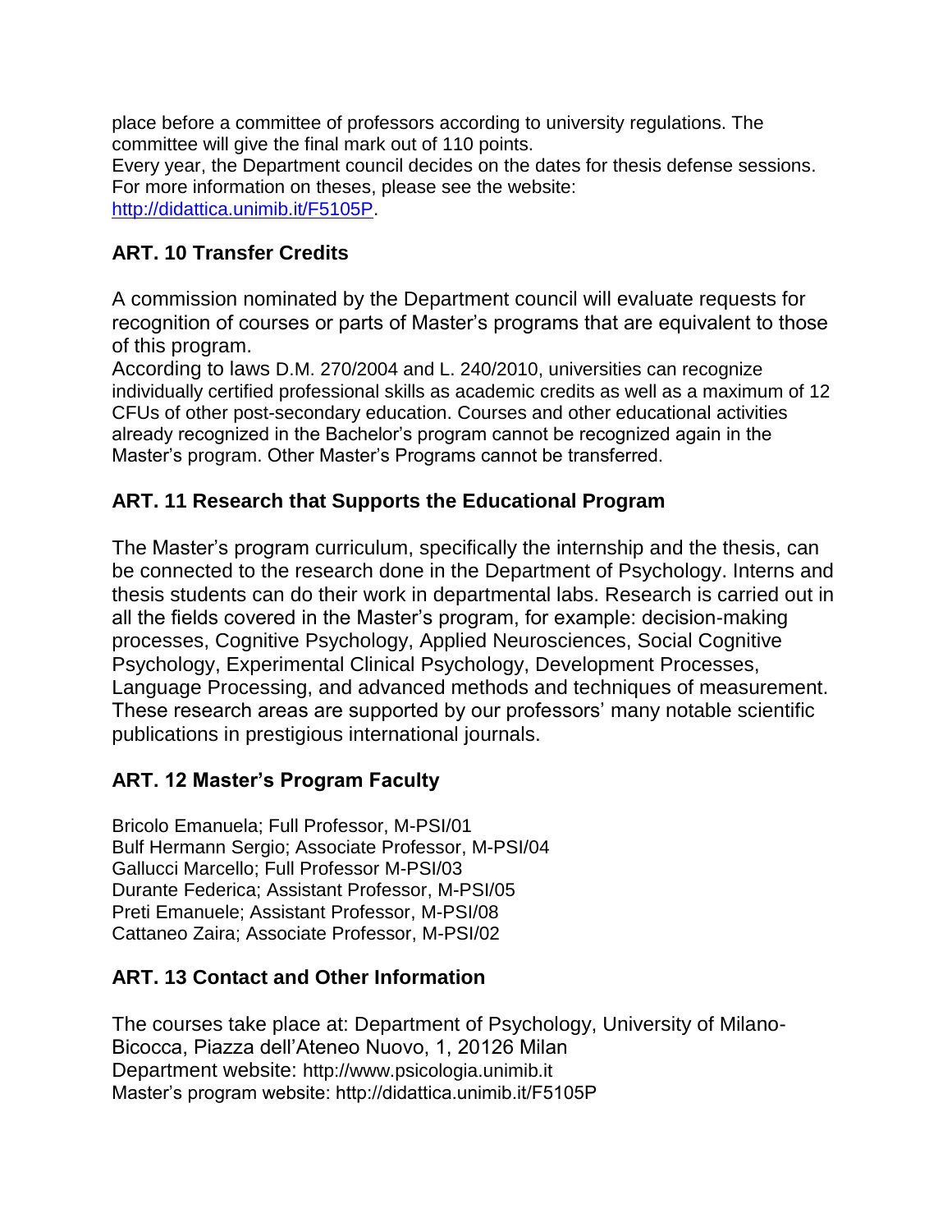place before a committee of professors according to university regulations. The committee will give the final mark out of 110 points.
Every year, the Department council decides on the dates for thesis defense sessions. For more information on theses, please see the website:
http://didattica.unimib.it/F5105P.

## ART. 10 Transfer Credits

A commission nominated by the Department council will evaluate requests for recognition of courses or parts of Master's programs that are equivalent to those of this program.
According to laws D.M. 270/2004 and L. 240/2010, universities can recognize individually certified professional skills as academic credits as well as a maximum of 12 CFUs of other post-secondary education. Courses and other educational activities already recognized in the Bachelor's program cannot be recognized again in the Master's program. Other Master's Programs cannot be transferred.

## ART. 11 Research that Supports the Educational Program

The Master's program curriculum, specifically the internship and the thesis, can be connected to the research done in the Department of Psychology. Interns and thesis students can do their work in departmental labs. Research is carried out in all the fields covered in the Master's program, for example: decision-making processes, Cognitive Psychology, Applied Neurosciences, Social Cognitive Psychology, Experimental Clinical Psychology, Development Processes, Language Processing, and advanced methods and techniques of measurement. These research areas are supported by our professors' many notable scientific publications in prestigious international journals.

## ART. 12 Master's Program Faculty

Bricolo Emanuela; Full Professor, M-PSI/01
Bulf Hermann Sergio; Associate Professor, M-PSI/04
Gallucci Marcello; Full Professor M-PSI/03
Durante Federica; Assistant Professor, M-PSI/05
Preti Emanuele; Assistant Professor, M-PSI/08
Cattaneo Zaira; Associate Professor, M-PSI/02

## ART. 13 Contact and Other Information

The courses take place at: Department of Psychology, University of Milano-Bicocca, Piazza dell'Ateneo Nuovo, 1, 20126 Milan
Department website: http://www.psicologia.unimib.it
Master's program website: http://didattica.unimib.it/F5105P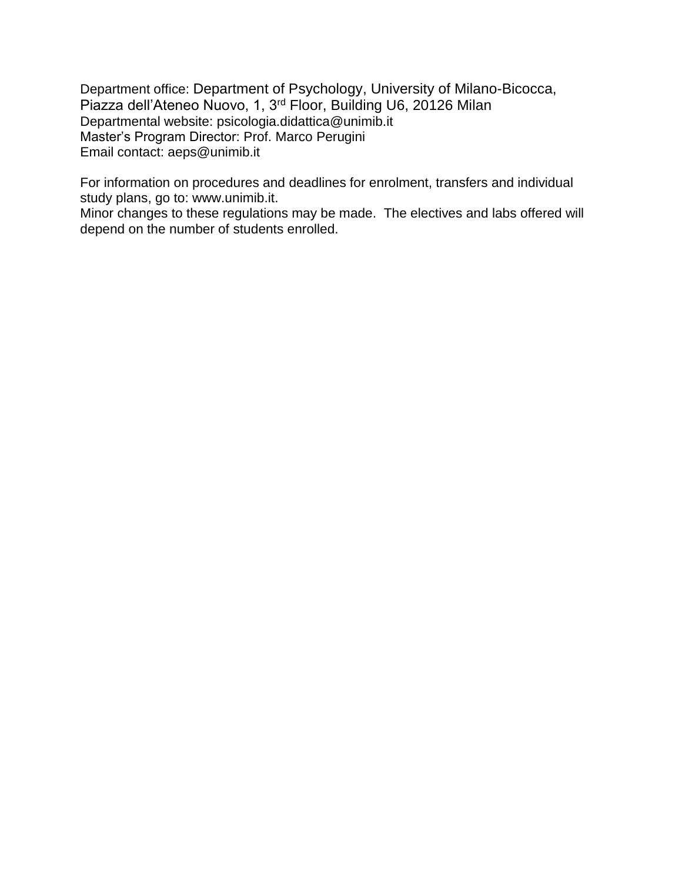Department office: Department of Psychology, University of Milano-Bicocca, Piazza dell'Ateneo Nuovo, 1, 3rd Floor, Building U6, 20126 Milan
Departmental website: psicologia.didattica@unimib.it
Master's Program Director: Prof. Marco Perugini
Email contact: aeps@unimib.it

For information on procedures and deadlines for enrolment, transfers and individual study plans, go to: www.unimib.it.
Minor changes to these regulations may be made. The electives and labs offered will depend on the number of students enrolled.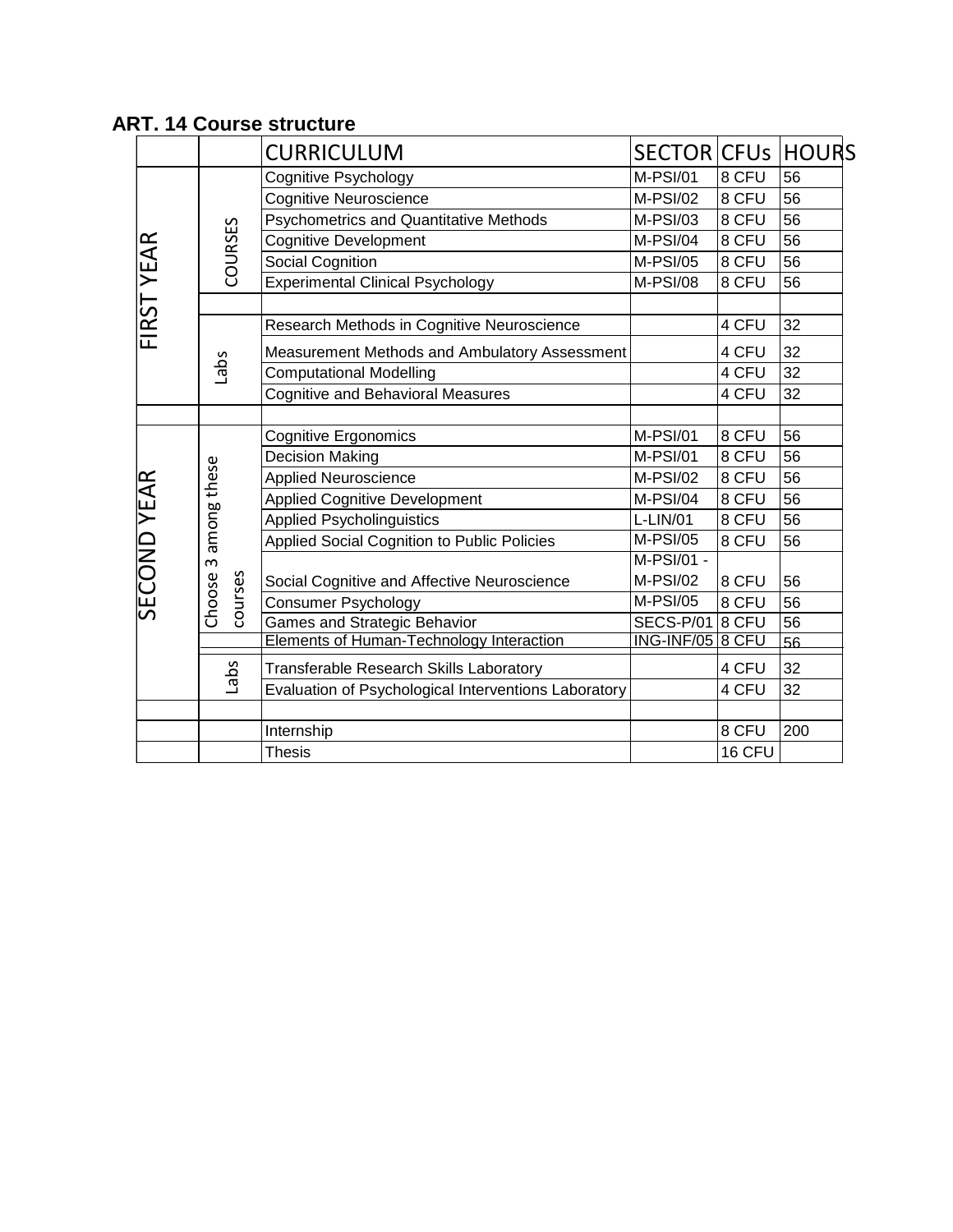### ART. 14 Course structure

| | | CURRICULUM | SECTOR | CFUs | HOURS |
|---|---|---|---|---|---|
| FIRST YEAR | COURSES | Cognitive Psychology | M-PSI/01 | 8 CFU | 56 |
| | | Cognitive Neuroscience | M-PSI/02 | 8 CFU | 56 |
| | | Psychometrics and Quantitative Methods | M-PSI/03 | 8 CFU | 56 |
| | | Cognitive Development | M-PSI/04 | 8 CFU | 56 |
| | | Social Cognition | M-PSI/05 | 8 CFU | 56 |
| | | Experimental Clinical Psychology | M-PSI/08 | 8 CFU | 56 |
| | | | | | |
| | Labs | Research Methods in Cognitive Neuroscience | | 4 CFU | 32 |
| | | Measurement Methods and Ambulatory Assessment | | 4 CFU | 32 |
| | | Computational Modelling | | 4 CFU | 32 |
| | | Cognitive and Behavioral Measures | | 4 CFU | 32 |
| | | | | | |
| SECOND YEAR | Choose 3 among these courses | Cognitive Ergonomics | M-PSI/01 | 8 CFU | 56 |
| | | Decision Making | M-PSI/01 | 8 CFU | 56 |
| | | Applied Neuroscience | M-PSI/02 | 8 CFU | 56 |
| | | Applied Cognitive Development | M-PSI/04 | 8 CFU | 56 |
| | | Applied Psycholinguistics | L-LIN/01 | 8 CFU | 56 |
| | | Applied Social Cognition to Public Policies | M-PSI/05 | 8 CFU | 56 |
| | | Social Cognitive and Affective Neuroscience | M-PSI/01 - M-PSI/02 | 8 CFU | 56 |
| | | Consumer Psychology | M-PSI/05 | 8 CFU | 56 |
| | | Games and Strategic Behavior | SECS-P/01 | 8 CFU | 56 |
| | | Elements of Human-Technology Interaction | ING-INF/05 | 8 CFU | 56 |
| | Labs | Transferable Research Skills Laboratory | | 4 CFU | 32 |
| | | Evaluation of Psychological Interventions Laboratory | | 4 CFU | 32 |
| | | | | | |
| | | Internship | | 8 CFU | 200 |
| | | Thesis | | 16 CFU | |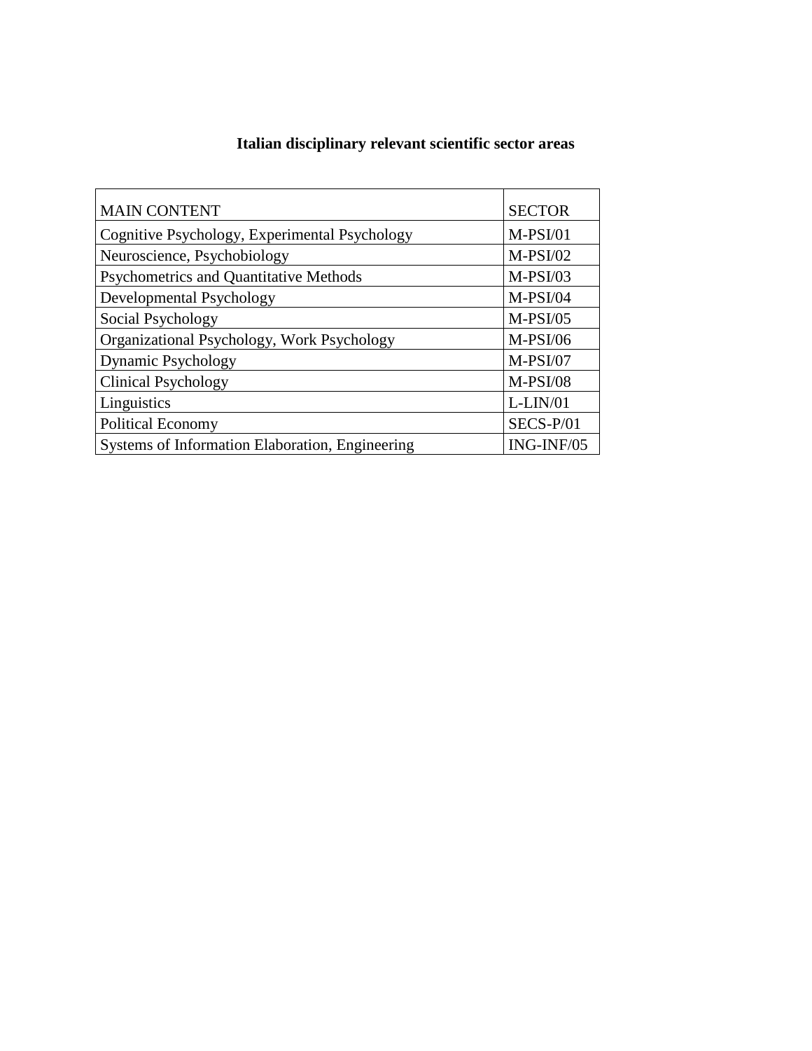**Italian disciplinary relevant scientific sector areas**

| MAIN CONTENT | SECTOR |
| --- | --- |
| Cognitive Psychology, Experimental Psychology | M-PSI/01 |
| Neuroscience, Psychobiology | M-PSI/02 |
| Psychometrics and Quantitative Methods | M-PSI/03 |
| Developmental Psychology | M-PSI/04 |
| Social Psychology | M-PSI/05 |
| Organizational Psychology, Work Psychology | M-PSI/06 |
| Dynamic Psychology | M-PSI/07 |
| Clinical Psychology | M-PSI/08 |
| Linguistics | L-LIN/01 |
| Political Economy | SECS-P/01 |
| Systems of Information Elaboration, Engineering | ING-INF/05 |